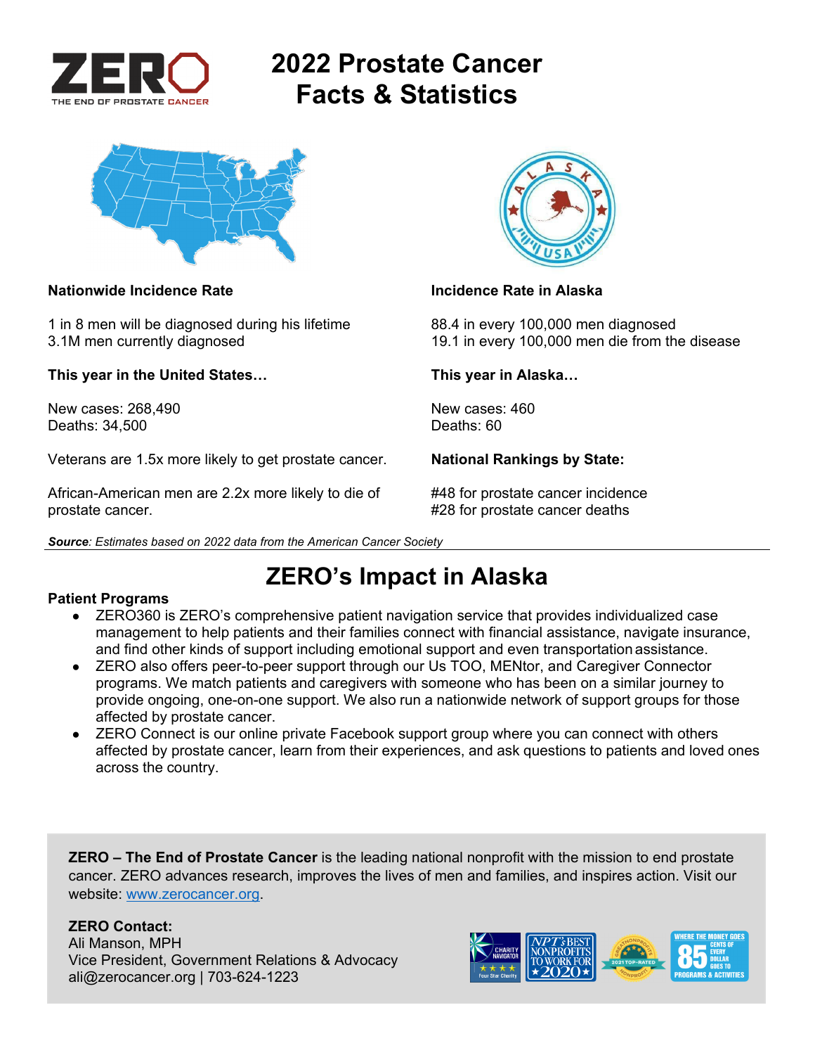ZERO
THE END OF PROSTATE CANCER

# 2022 Prostate Cancer Facts & Statistics

**Nationwide Incidence Rate**

1 in 8 men will be diagnosed during his lifetime
3.1M men currently diagnosed

**This year in the United States…**

New cases: 268,490
Deaths: 34,500

Veterans are 1.5x more likely to get prostate cancer.

African-American men are 2.2x more likely to die of prostate cancer.

**Incidence Rate in Alaska**

88.4 in every 100,000 men diagnosed
19.1 in every 100,000 men die from the disease

**This year in Alaska…**

New cases: 460
Deaths: 60

**National Rankings by State:**

#48 for prostate cancer incidence
#28 for prostate cancer deaths

***Source**: Estimates based on 2022 data from the American Cancer Society*

---

# ZERO's Impact in Alaska

**Patient Programs**

- ZERO360 is ZERO's comprehensive patient navigation service that provides individualized case management to help patients and their families connect with financial assistance, navigate insurance, and find other kinds of support including emotional support and even transportation assistance.
- ZERO also offers peer-to-peer support through our Us TOO, MENtor, and Caregiver Connector programs. We match patients and caregivers with someone who has been on a similar journey to provide ongoing, one-on-one support. We also run a nationwide network of support groups for those affected by prostate cancer.
- ZERO Connect is our online private Facebook support group where you can connect with others affected by prostate cancer, learn from their experiences, and ask questions to patients and loved ones across the country.

**ZERO – The End of Prostate Cancer** is the leading national nonprofit with the mission to end prostate cancer. ZERO advances research, improves the lives of men and families, and inspires action. Visit our website: www.zerocancer.org.

**ZERO Contact:**
Ali Manson, MPH
Vice President, Government Relations & Advocacy
ali@zerocancer.org | 703-624-1223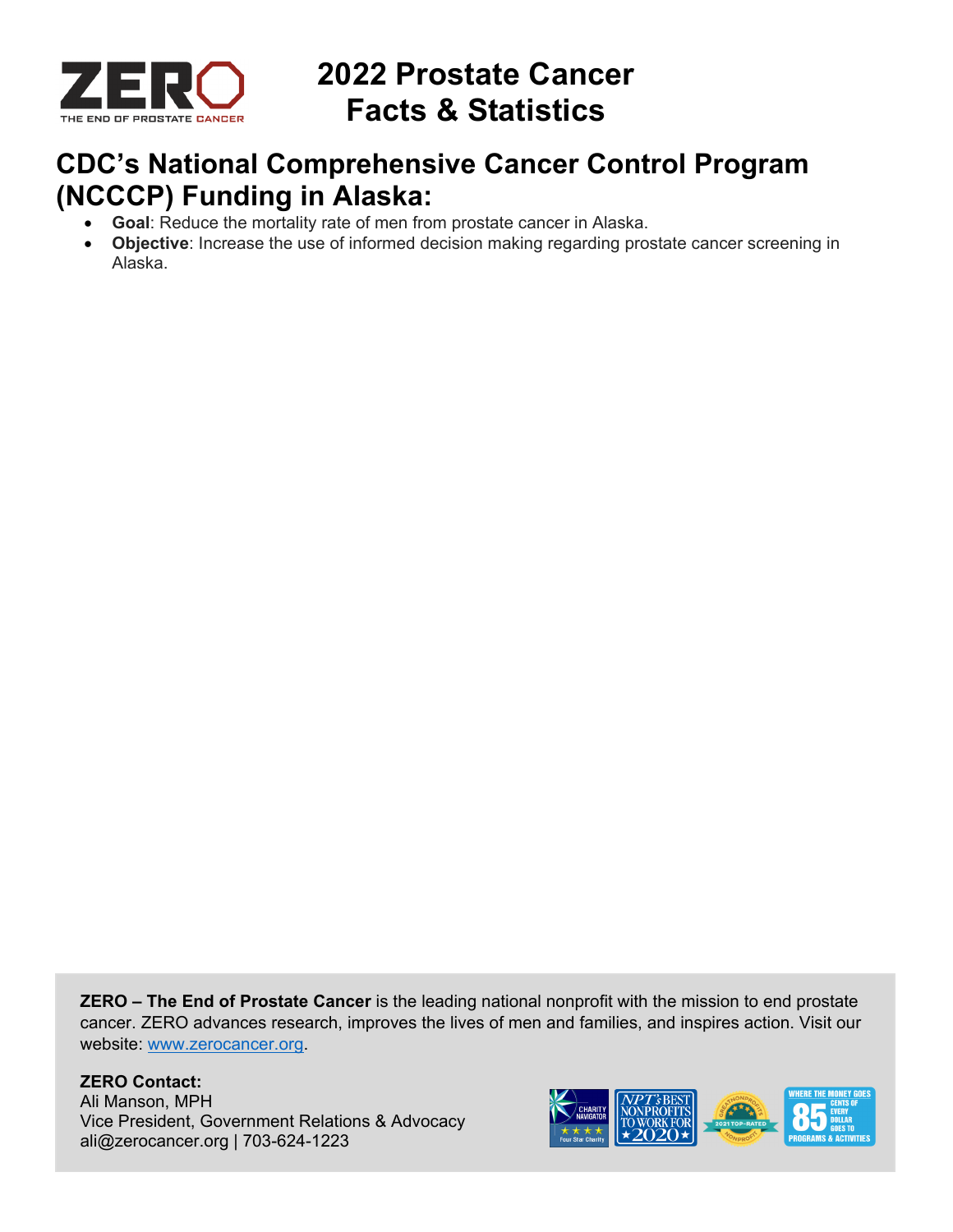# 2022 Prostate Cancer Facts & Statistics

## CDC's National Comprehensive Cancer Control Program (NCCCP) Funding in Alaska:

- **Goal**: Reduce the mortality rate of men from prostate cancer in Alaska.
- **Objective**: Increase the use of informed decision making regarding prostate cancer screening in Alaska.

**ZERO – The End of Prostate Cancer** is the leading national nonprofit with the mission to end prostate cancer. ZERO advances research, improves the lives of men and families, and inspires action. Visit our website: www.zerocancer.org.

**ZERO Contact:**
Ali Manson, MPH
Vice President, Government Relations & Advocacy
ali@zerocancer.org | 703-624-1223